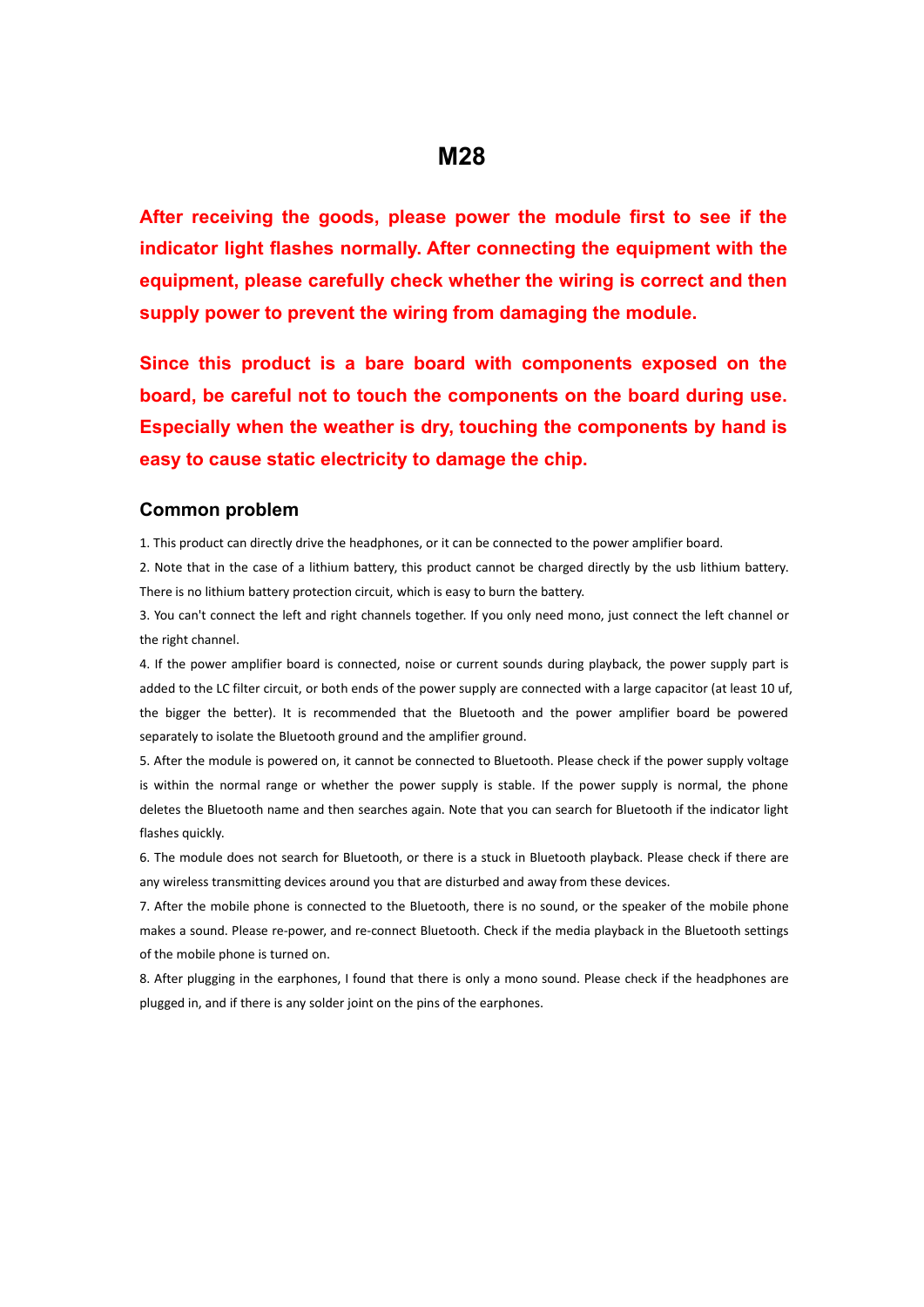# M28

**After receiving the goods, please power the module first to see if the indicator light flashes normally. After connecting the equipment with the equipment, please carefully check whether the wiring is correct and then supply power to prevent the wiring from damaging the module.**

**Since this product is a bare board with components exposed on the board, be careful not to touch the components on the board during use. Especially when the weather is dry, touching the components by hand is easy to cause static electricity to damage the chip.**

## Common problem

1. This product can directly drive the headphones, or it can be connected to the power amplifier board.

2. Note that in the case of a lithium battery, this product cannot be charged directly by the usb lithium battery. There is no lithium battery protection circuit, which is easy to burn the battery.

3. You can't connect the left and right channels together. If you only need mono, just connect the left channel or the right channel.

4. If the power amplifier board is connected, noise or current sounds during playback, the power supply part is added to the LC filter circuit, or both ends of the power supply are connected with a large capacitor (at least 10 uf, the bigger the better). It is recommended that the Bluetooth and the power amplifier board be powered separately to isolate the Bluetooth ground and the amplifier ground.

5. After the module is powered on, it cannot be connected to Bluetooth. Please check if the power supply voltage is within the normal range or whether the power supply is stable. If the power supply is normal, the phone deletes the Bluetooth name and then searches again. Note that you can search for Bluetooth if the indicator light flashes quickly.

6. The module does not search for Bluetooth, or there is a stuck in Bluetooth playback. Please check if there are any wireless transmitting devices around you that are disturbed and away from these devices.

7. After the mobile phone is connected to the Bluetooth, there is no sound, or the speaker of the mobile phone makes a sound. Please re-power, and re-connect Bluetooth. Check if the media playback in the Bluetooth settings of the mobile phone is turned on.

8. After plugging in the earphones, I found that there is only a mono sound. Please check if the headphones are plugged in, and if there is any solder joint on the pins of the earphones.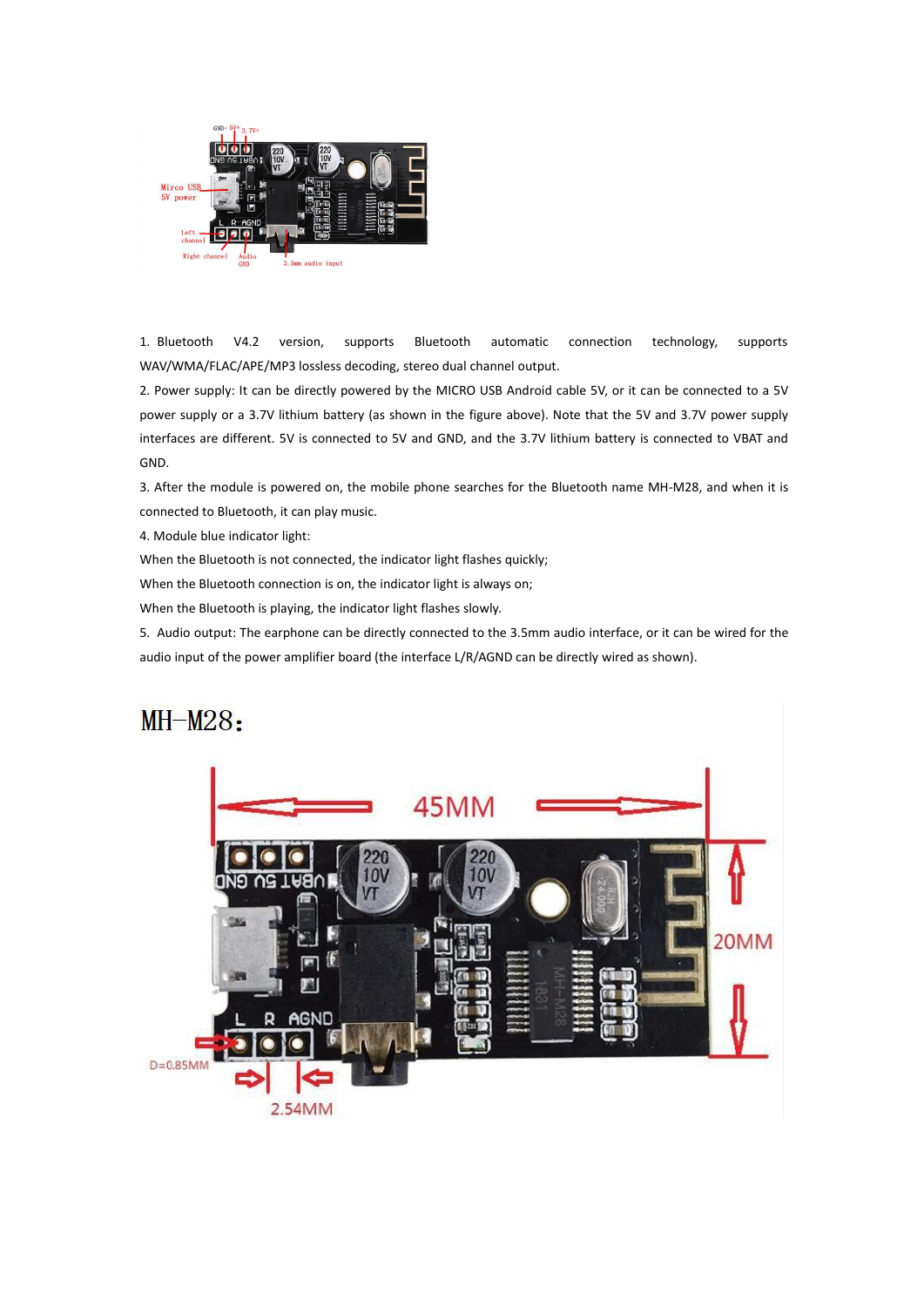1. Bluetooth V4.2 version, supports Bluetooth automatic connection technology, supports WAV/WMA/FLAC/APE/MP3 lossless decoding, stereo dual channel output.

2. Power supply: It can be directly powered by the MICRO USB Android cable 5V, or it can be connected to a 5V power supply or a 3.7V lithium battery (as shown in the figure above). Note that the 5V and 3.7V power supply interfaces are different. 5V is connected to 5V and GND, and the 3.7V lithium battery is connected to VBAT and GND.

3. After the module is powered on, the mobile phone searches for the Bluetooth name MH-M28, and when it is connected to Bluetooth, it can play music.

4. Module blue indicator light:

When the Bluetooth is not connected, the indicator light flashes quickly;

When the Bluetooth connection is on, the indicator light is always on;

When the Bluetooth is playing, the indicator light flashes slowly.

5. Audio output: The earphone can be directly connected to the 3.5mm audio interface, or it can be wired for the audio input of the power amplifier board (the interface L/R/AGND can be directly wired as shown).

## MH-M28：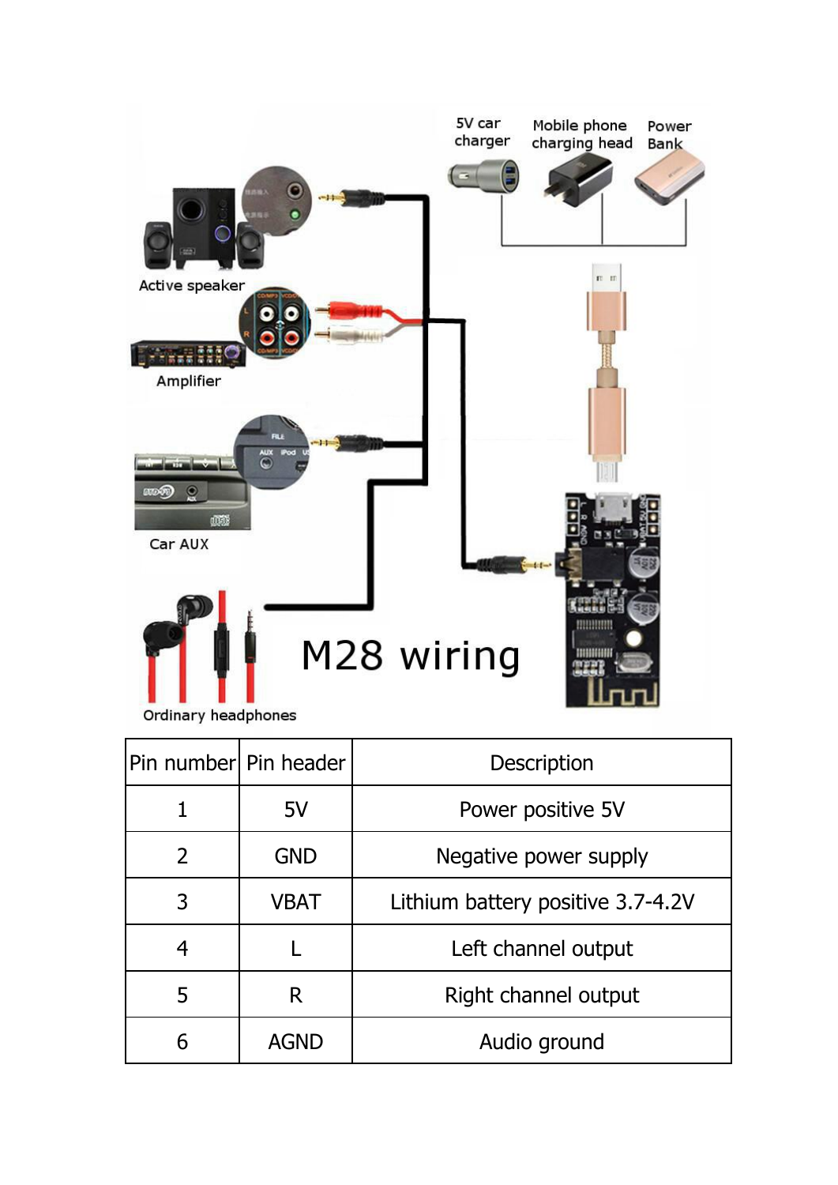5V car charger

Mobile phone charging head

Power Bank

Active speaker

Amplifier

Car AUX

Ordinary headphones

M28 wiring

| Pin number | Pin header | Description |
|---|---|---|
| 1 | 5V | Power positive 5V |
| 2 | GND | Negative power supply |
| 3 | VBAT | Lithium battery positive 3.7-4.2V |
| 4 | L | Left channel output |
| 5 | R | Right channel output |
| 6 | AGND | Audio ground |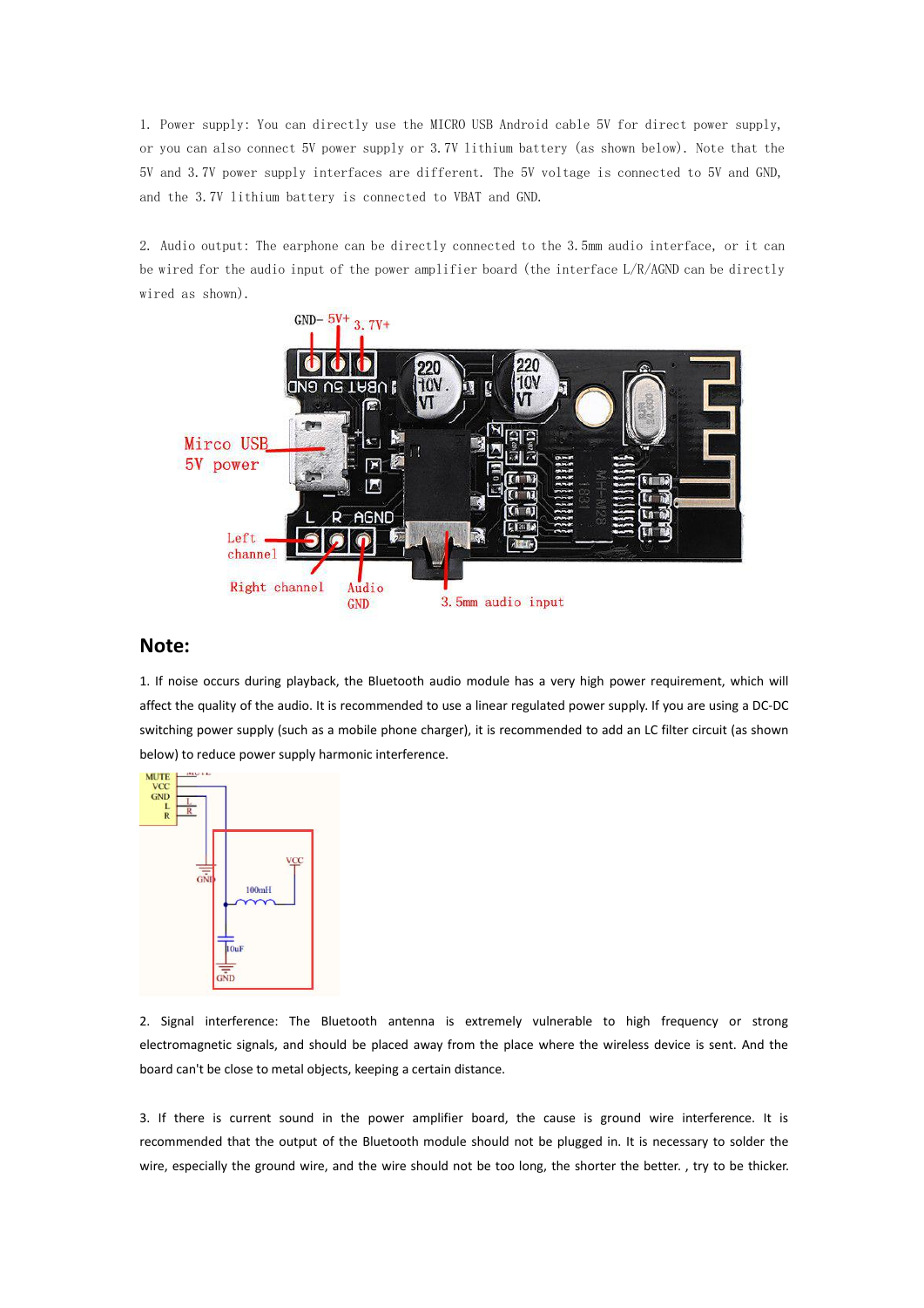1. Power supply: You can directly use the MICRO USB Android cable 5V for direct power supply, or you can also connect 5V power supply or 3.7V lithium battery (as shown below). Note that the 5V and 3.7V power supply interfaces are different. The 5V voltage is connected to 5V and GND, and the 3.7V lithium battery is connected to VBAT and GND.

2. Audio output: The earphone can be directly connected to the 3.5mm audio interface, or it can be wired for the audio input of the power amplifier board (the interface L/R/AGND can be directly wired as shown).

## Note:

1. If noise occurs during playback, the Bluetooth audio module has a very high power requirement, which will affect the quality of the audio. It is recommended to use a linear regulated power supply. If you are using a DC-DC switching power supply (such as a mobile phone charger), it is recommended to add an LC filter circuit (as shown below) to reduce power supply harmonic interference.

2. Signal interference: The Bluetooth antenna is extremely vulnerable to high frequency or strong electromagnetic signals, and should be placed away from the place where the wireless device is sent. And the board can't be close to metal objects, keeping a certain distance.

3. If there is current sound in the power amplifier board, the cause is ground wire interference. It is recommended that the output of the Bluetooth module should not be plugged in. It is necessary to solder the wire, especially the ground wire, and the wire should not be too long, the shorter the better. , try to be thicker.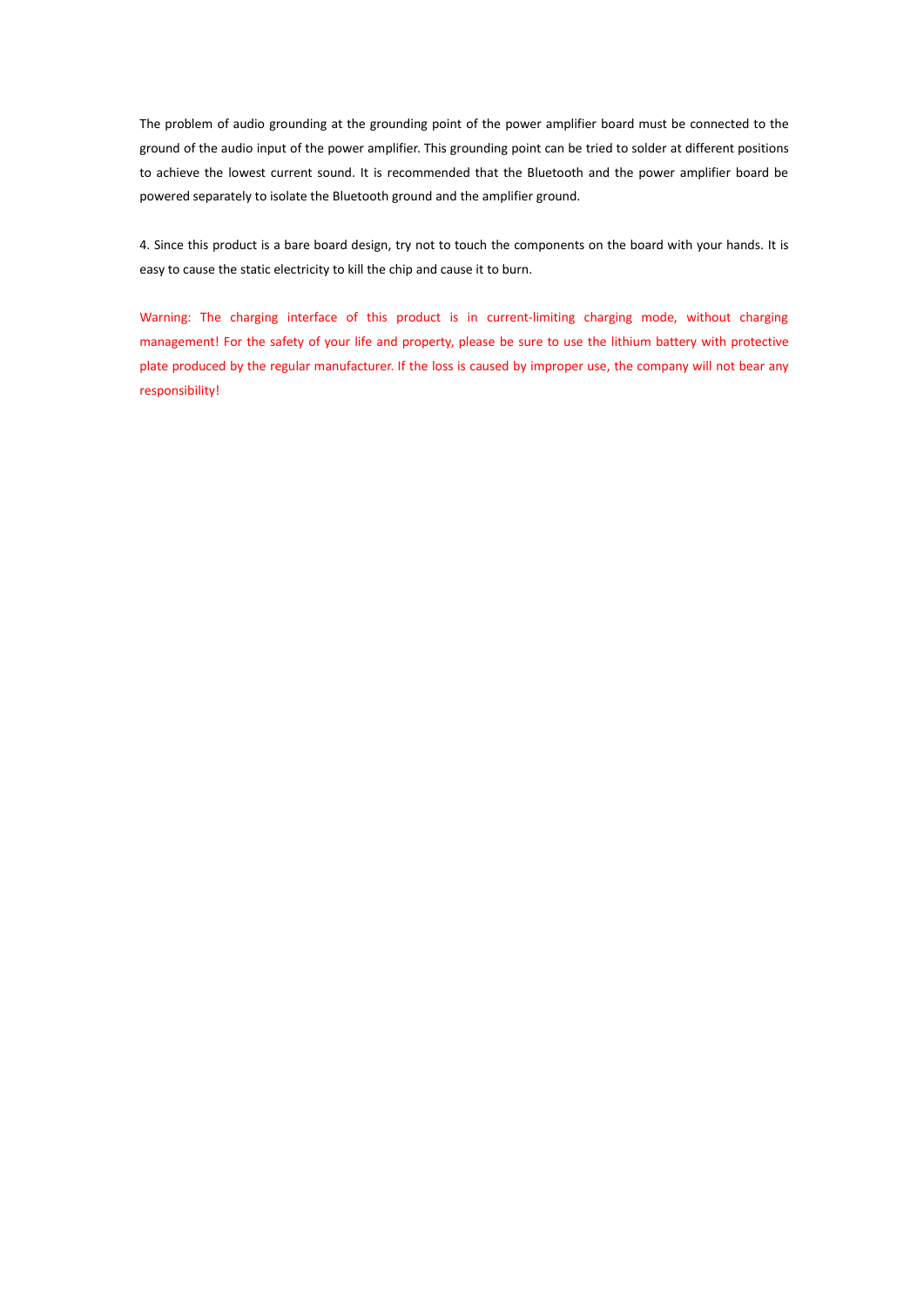The problem of audio grounding at the grounding point of the power amplifier board must be connected to the ground of the audio input of the power amplifier. This grounding point can be tried to solder at different positions to achieve the lowest current sound. It is recommended that the Bluetooth and the power amplifier board be powered separately to isolate the Bluetooth ground and the amplifier ground.

4. Since this product is a bare board design, try not to touch the components on the board with your hands. It is easy to cause the static electricity to kill the chip and cause it to burn.

Warning: The charging interface of this product is in current-limiting charging mode, without charging management! For the safety of your life and property, please be sure to use the lithium battery with protective plate produced by the regular manufacturer. If the loss is caused by improper use, the company will not bear any responsibility!